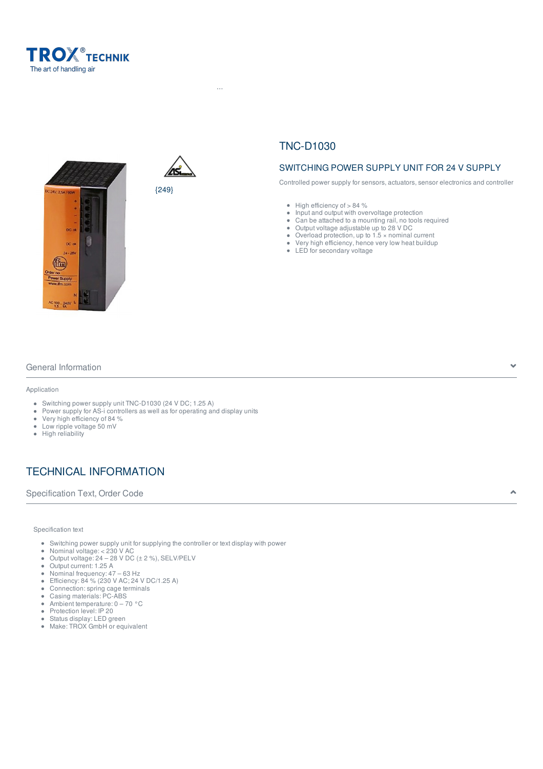TROX® TECHNIK
The art of handling air

{249}

# TNC-D1030

## SWITCHING POWER SUPPLY UNIT FOR 24 V SUPPLY

Controlled power supply for sensors, actuators, sensor electronics and controller

- High efficiency of > 84 %
- Input and output with overvoltage protection
- Can be attached to a mounting rail, no tools required
- Output voltage adjustable up to 28 V DC
- Overload protection, up to 1.5 × nominal current
- Very high efficiency, hence very low heat buildup
- LED for secondary voltage

### General Information

Application

- Switching power supply unit TNC-D1030 (24 V DC; 1.25 A)
- Power supply for AS-i controllers as well as for operating and display units
- Very high efficiency of 84 %
- Low ripple voltage 50 mV
- High reliability

## TECHNICAL INFORMATION

### Specification Text, Order Code

Specification text

- Switching power supply unit for supplying the controller or text display with power
- Nominal voltage: < 230 V AC
- Output voltage: 24 – 28 V DC (± 2 %), SELV/PELV
- Output current: 1.25 A
- Nominal frequency: 47 – 63 Hz
- Efficiency: 84 % (230 V AC; 24 V DC/1.25 A)
- Connection: spring cage terminals
- Casing materials: PC-ABS
- Ambient temperature: 0 – 70 °C
- Protection level: IP 20
- Status display: LED green
- Make: TROX GmbH or equivalent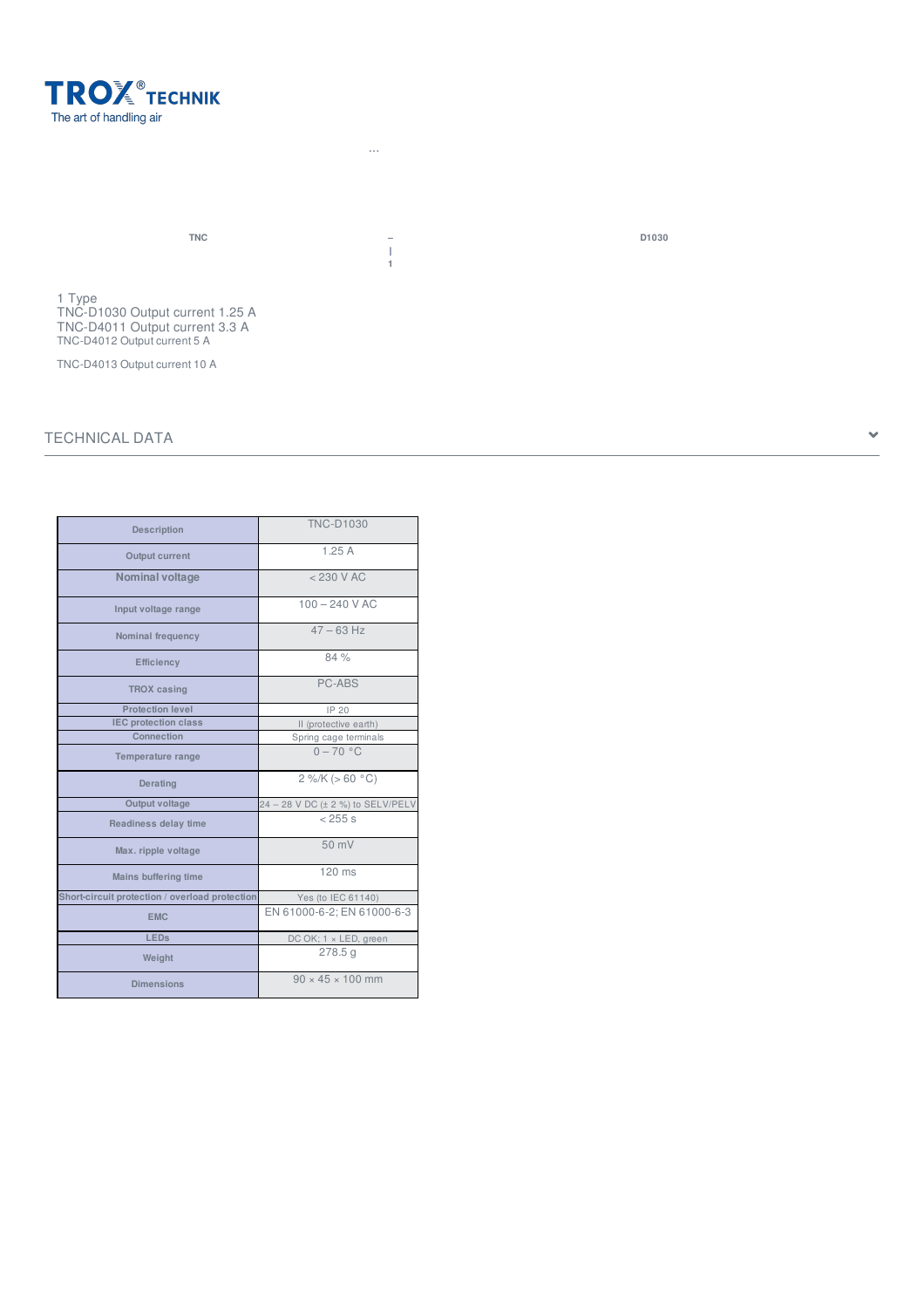...

| TNC | – | D1030 |
| --- | --- | --- |
| | \| | |
| | 1 | |

1 Type
TNC-D1030 Output current 1.25 A
TNC-D4011 Output current 3.3 A
TNC-D4012 Output current 5 A

TNC-D4013 Output current 10 A

## TECHNICAL DATA

| Description | TNC-D1030 |
| --- | --- |
| Output current | 1.25 A |
| Nominal voltage | < 230 V AC |
| Input voltage range | 100 – 240 V AC |
| Nominal frequency | 47 – 63 Hz |
| Efficiency | 84 % |
| TROX casing | PC-ABS |
| Protection level | IP 20 |
| IEC protection class | II (protective earth) |
| Connection | Spring cage terminals |
| Temperature range | 0 – 70 °C |
| Derating | 2 %/K (> 60 °C) |
| Output voltage | 24 – 28 V DC (± 2 %) to SELV/PELV |
| Readiness delay time | < 255 s |
| Max. ripple voltage | 50 mV |
| Mains buffering time | 120 ms |
| Short-circuit protection / overload protection | Yes (to IEC 61140) |
| EMC | EN 61000-6-2; EN 61000-6-3 |
| LEDs | DC OK; 1 × LED, green |
| Weight | 278.5 g |
| Dimensions | 90 × 45 × 100 mm |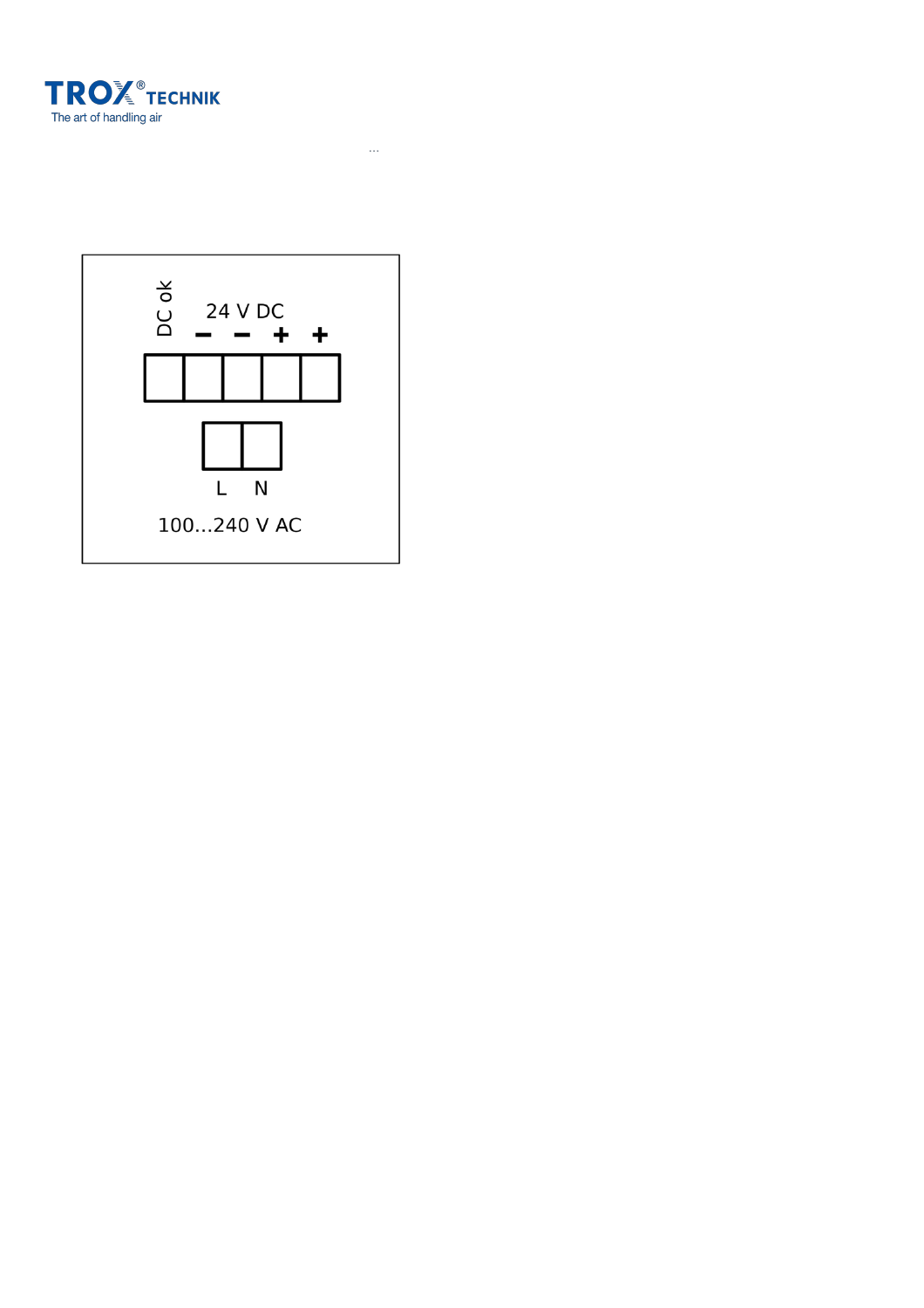DC ok

24 V DC

− − + +

L N

100...240 V AC